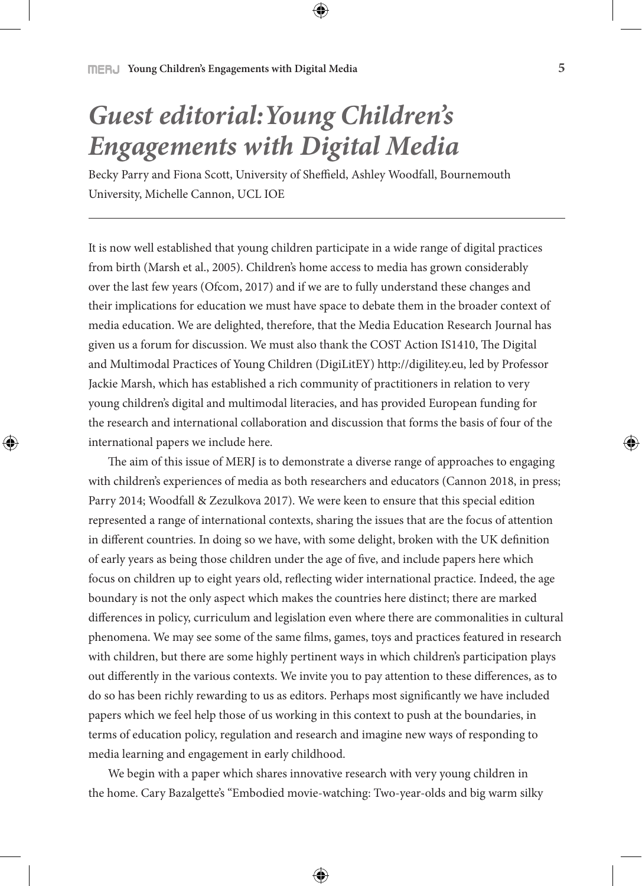# *Guest editorial: Young Children's Engagements with Digital Media*

Becky Parry and Fiona Scott, University of Sheffield, Ashley Woodfall, Bournemouth University, Michelle Cannon, UCL IOE

---

It is now well established that young children participate in a wide range of digital practices from birth (Marsh et al., 2005). Children's home access to media has grown considerably over the last few years (Ofcom, 2017) and if we are to fully understand these changes and their implications for education we must have space to debate them in the broader context of media education. We are delighted, therefore, that the Media Education Research Journal has given us a forum for discussion. We must also thank the COST Action IS1410, The Digital and Multimodal Practices of Young Children (DigiLitEY) http://digilitey.eu, led by Professor Jackie Marsh, which has established a rich community of practitioners in relation to very young children's digital and multimodal literacies, and has provided European funding for the research and international collaboration and discussion that forms the basis of four of the international papers we include here.

The aim of this issue of MERJ is to demonstrate a diverse range of approaches to engaging with children's experiences of media as both researchers and educators (Cannon 2018, in press; Parry 2014; Woodfall & Zezulkova 2017). We were keen to ensure that this special edition represented a range of international contexts, sharing the issues that are the focus of attention in different countries. In doing so we have, with some delight, broken with the UK definition of early years as being those children under the age of five, and include papers here which focus on children up to eight years old, reflecting wider international practice. Indeed, the age boundary is not the only aspect which makes the countries here distinct; there are marked differences in policy, curriculum and legislation even where there are commonalities in cultural phenomena. We may see some of the same films, games, toys and practices featured in research with children, but there are some highly pertinent ways in which children's participation plays out differently in the various contexts. We invite you to pay attention to these differences, as to do so has been richly rewarding to us as editors. Perhaps most significantly we have included papers which we feel help those of us working in this context to push at the boundaries, in terms of education policy, regulation and research and imagine new ways of responding to media learning and engagement in early childhood.

We begin with a paper which shares innovative research with very young children in the home. Cary Bazalgette's "Embodied movie-watching: Two-year-olds and big warm silky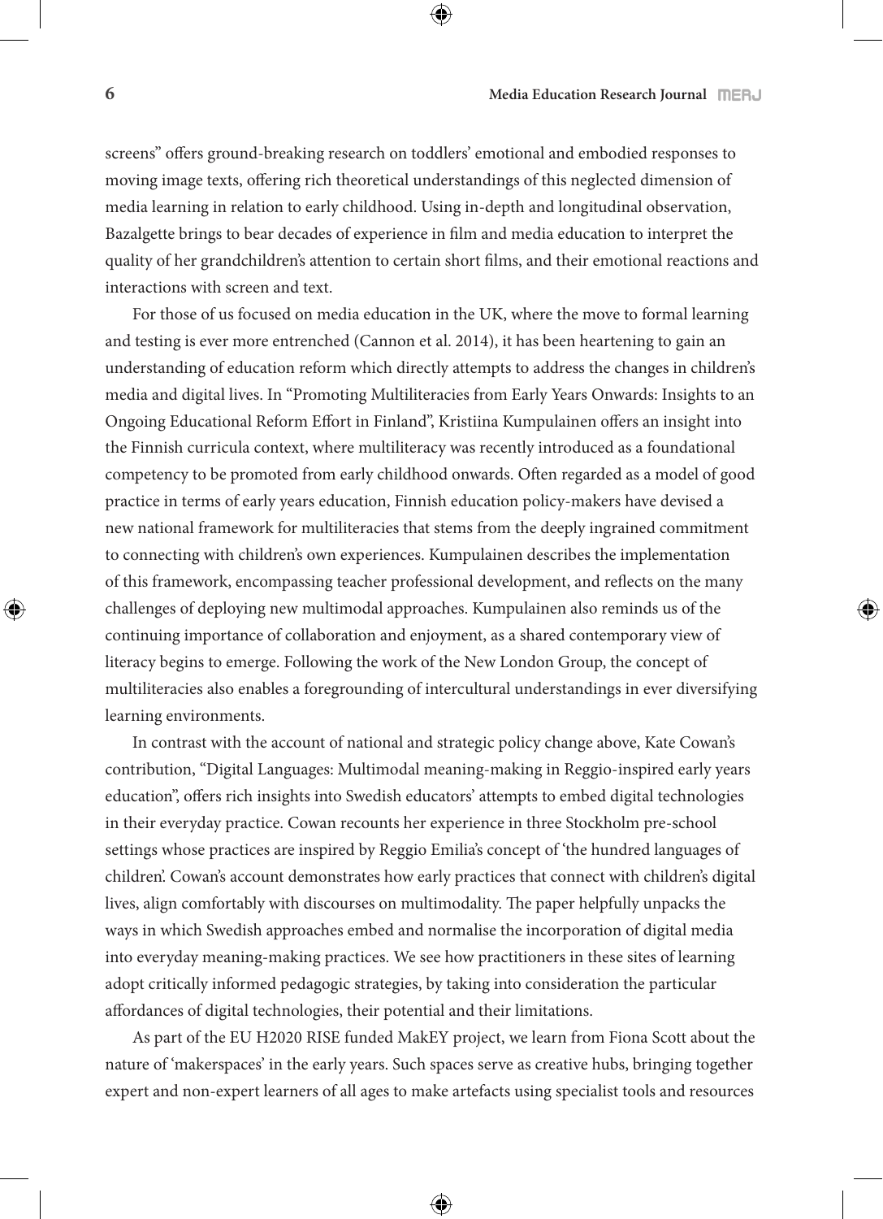screens" offers ground-breaking research on toddlers' emotional and embodied responses to moving image texts, offering rich theoretical understandings of this neglected dimension of media learning in relation to early childhood. Using in-depth and longitudinal observation, Bazalgette brings to bear decades of experience in film and media education to interpret the quality of her grandchildren's attention to certain short films, and their emotional reactions and interactions with screen and text.

For those of us focused on media education in the UK, where the move to formal learning and testing is ever more entrenched (Cannon et al. 2014), it has been heartening to gain an understanding of education reform which directly attempts to address the changes in children's media and digital lives. In "Promoting Multiliteracies from Early Years Onwards: Insights to an Ongoing Educational Reform Effort in Finland", Kristiina Kumpulainen offers an insight into the Finnish curricula context, where multiliteracy was recently introduced as a foundational competency to be promoted from early childhood onwards. Often regarded as a model of good practice in terms of early years education, Finnish education policy-makers have devised a new national framework for multiliteracies that stems from the deeply ingrained commitment to connecting with children's own experiences. Kumpulainen describes the implementation of this framework, encompassing teacher professional development, and reflects on the many challenges of deploying new multimodal approaches. Kumpulainen also reminds us of the continuing importance of collaboration and enjoyment, as a shared contemporary view of literacy begins to emerge. Following the work of the New London Group, the concept of multiliteracies also enables a foregrounding of intercultural understandings in ever diversifying learning environments.

In contrast with the account of national and strategic policy change above, Kate Cowan's contribution, "Digital Languages: Multimodal meaning-making in Reggio-inspired early years education", offers rich insights into Swedish educators' attempts to embed digital technologies in their everyday practice. Cowan recounts her experience in three Stockholm pre-school settings whose practices are inspired by Reggio Emilia's concept of 'the hundred languages of children'. Cowan's account demonstrates how early practices that connect with children's digital lives, align comfortably with discourses on multimodality. The paper helpfully unpacks the ways in which Swedish approaches embed and normalise the incorporation of digital media into everyday meaning-making practices. We see how practitioners in these sites of learning adopt critically informed pedagogic strategies, by taking into consideration the particular affordances of digital technologies, their potential and their limitations.

As part of the EU H2020 RISE funded MakEY project, we learn from Fiona Scott about the nature of 'makerspaces' in the early years. Such spaces serve as creative hubs, bringing together expert and non-expert learners of all ages to make artefacts using specialist tools and resources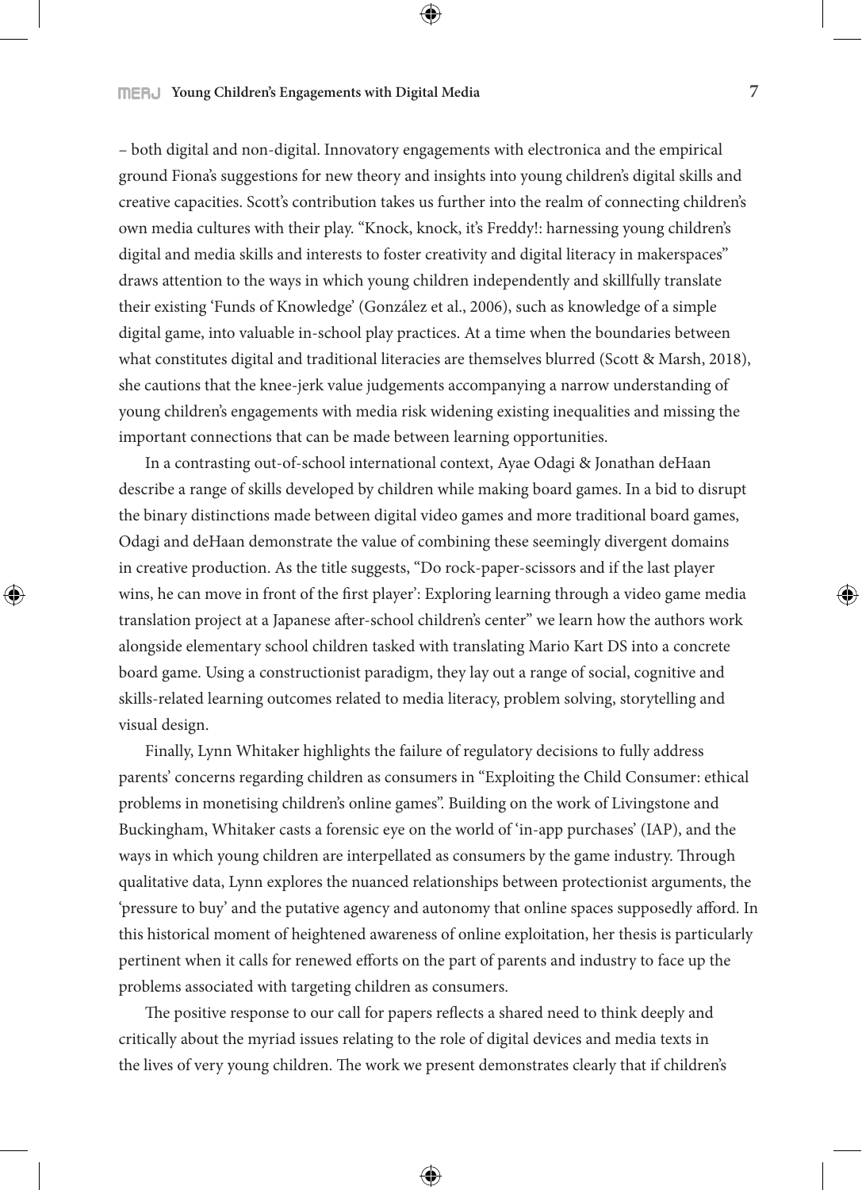– both digital and non-digital. Innovatory engagements with electronica and the empirical ground Fiona's suggestions for new theory and insights into young children's digital skills and creative capacities. Scott's contribution takes us further into the realm of connecting children's own media cultures with their play. "Knock, knock, it's Freddy!: harnessing young children's digital and media skills and interests to foster creativity and digital literacy in makerspaces" draws attention to the ways in which young children independently and skillfully translate their existing 'Funds of Knowledge' (González et al., 2006), such as knowledge of a simple digital game, into valuable in-school play practices. At a time when the boundaries between what constitutes digital and traditional literacies are themselves blurred (Scott & Marsh, 2018), she cautions that the knee-jerk value judgements accompanying a narrow understanding of young children's engagements with media risk widening existing inequalities and missing the important connections that can be made between learning opportunities.

In a contrasting out-of-school international context, Ayae Odagi & Jonathan deHaan describe a range of skills developed by children while making board games. In a bid to disrupt the binary distinctions made between digital video games and more traditional board games, Odagi and deHaan demonstrate the value of combining these seemingly divergent domains in creative production. As the title suggests, "Do rock-paper-scissors and if the last player wins, he can move in front of the first player': Exploring learning through a video game media translation project at a Japanese after-school children's center" we learn how the authors work alongside elementary school children tasked with translating Mario Kart DS into a concrete board game. Using a constructionist paradigm, they lay out a range of social, cognitive and skills-related learning outcomes related to media literacy, problem solving, storytelling and visual design.

Finally, Lynn Whitaker highlights the failure of regulatory decisions to fully address parents' concerns regarding children as consumers in "Exploiting the Child Consumer: ethical problems in monetising children's online games". Building on the work of Livingstone and Buckingham, Whitaker casts a forensic eye on the world of 'in-app purchases' (IAP), and the ways in which young children are interpellated as consumers by the game industry. Through qualitative data, Lynn explores the nuanced relationships between protectionist arguments, the 'pressure to buy' and the putative agency and autonomy that online spaces supposedly afford. In this historical moment of heightened awareness of online exploitation, her thesis is particularly pertinent when it calls for renewed efforts on the part of parents and industry to face up the problems associated with targeting children as consumers.

The positive response to our call for papers reflects a shared need to think deeply and critically about the myriad issues relating to the role of digital devices and media texts in the lives of very young children. The work we present demonstrates clearly that if children's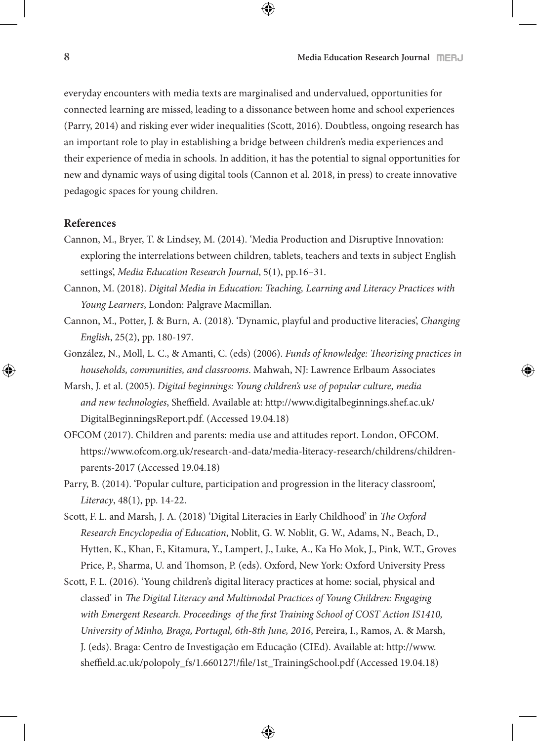everyday encounters with media texts are marginalised and undervalued, opportunities for connected learning are missed, leading to a dissonance between home and school experiences (Parry, 2014) and risking ever wider inequalities (Scott, 2016). Doubtless, ongoing research has an important role to play in establishing a bridge between children's media experiences and their experience of media in schools. In addition, it has the potential to signal opportunities for new and dynamic ways of using digital tools (Cannon et al. 2018, in press) to create innovative pedagogic spaces for young children.

## References

Cannon, M., Bryer, T. & Lindsey, M. (2014). 'Media Production and Disruptive Innovation: exploring the interrelations between children, tablets, teachers and texts in subject English settings', *Media Education Research Journal*, 5(1), pp.16–31.

Cannon, M. (2018). *Digital Media in Education: Teaching, Learning and Literacy Practices with Young Learners*, London: Palgrave Macmillan.

Cannon, M., Potter, J. & Burn, A. (2018). 'Dynamic, playful and productive literacies', *Changing English*, 25(2), pp. 180-197.

González, N., Moll, L. C., & Amanti, C. (eds) (2006). *Funds of knowledge: Theorizing practices in households, communities, and classrooms*. Mahwah, NJ: Lawrence Erlbaum Associates

Marsh, J. et al. (2005). *Digital beginnings: Young children's use of popular culture, media and new technologies*, Sheffield. Available at: http://www.digitalbeginnings.shef.ac.uk/DigitalBeginningsReport.pdf. (Accessed 19.04.18)

OFCOM (2017). Children and parents: media use and attitudes report. London, OFCOM. https://www.ofcom.org.uk/research-and-data/media-literacy-research/childrens/children-parents-2017 (Accessed 19.04.18)

Parry, B. (2014). 'Popular culture, participation and progression in the literacy classroom', *Literacy*, 48(1), pp. 14-22.

Scott, F. L. and Marsh, J. A. (2018) 'Digital Literacies in Early Childhood' in *The Oxford Research Encyclopedia of Education*, Noblit, G. W. Noblit, G. W., Adams, N., Beach, D., Hytten, K., Khan, F., Kitamura, Y., Lampert, J., Luke, A., Ka Ho Mok, J., Pink, W.T., Groves Price, P., Sharma, U. and Thomson, P. (eds). Oxford, New York: Oxford University Press

Scott, F. L. (2016). 'Young children's digital literacy practices at home: social, physical and classed' in *The Digital Literacy and Multimodal Practices of Young Children: Engaging with Emergent Research. Proceedings of the first Training School of COST Action IS1410, University of Minho, Braga, Portugal, 6th-8th June, 2016*, Pereira, I., Ramos, A. & Marsh, J. (eds). Braga: Centro de Investigação em Educação (CIEd). Available at: http://www.sheffield.ac.uk/polopoly_fs/1.660127!/file/1st_TrainingSchool.pdf (Accessed 19.04.18)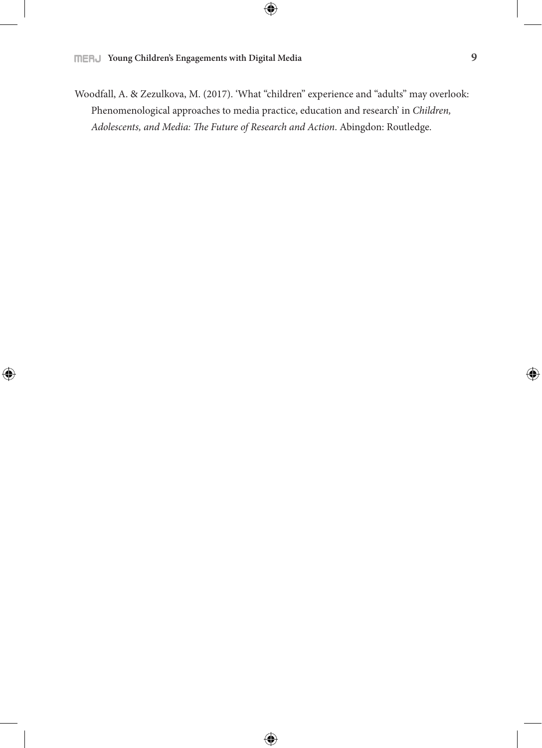Woodfall, A. & Zezulkova, M. (2017). 'What "children" experience and "adults" may overlook: Phenomenological approaches to media practice, education and research' in *Children, Adolescents, and Media: The Future of Research and Action*. Abingdon: Routledge.